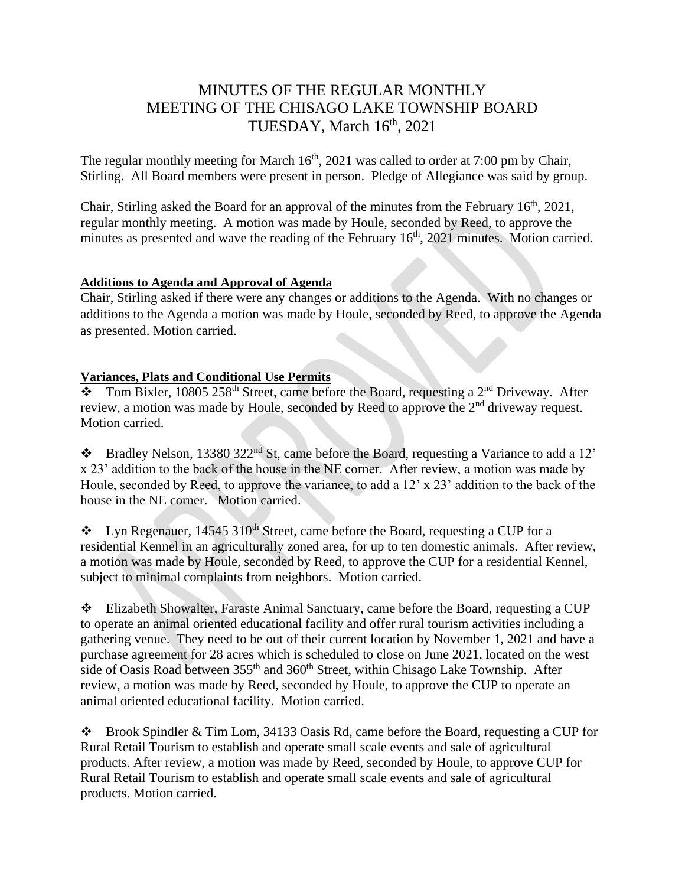# MINUTES OF THE REGULAR MONTHLY MEETING OF THE CHISAGO LAKE TOWNSHIP BOARD TUESDAY, March 16th, 2021

The regular monthly meeting for March 16th, 2021 was called to order at 7:00 pm by Chair, Stirling. All Board members were present in person. Pledge of Allegiance was said by group.

Chair, Stirling asked the Board for an approval of the minutes from the February 16th, 2021, regular monthly meeting. A motion was made by Houle, seconded by Reed, to approve the minutes as presented and wave the reading of the February 16th, 2021 minutes. Motion carried.

**Additions to Agenda and Approval of Agenda**

Chair, Stirling asked if there were any changes or additions to the Agenda. With no changes or additions to the Agenda a motion was made by Houle, seconded by Reed, to approve the Agenda as presented. Motion carried.

**Variances, Plats and Conditional Use Permits**

- Tom Bixler, 10805 258th Street, came before the Board, requesting a 2nd Driveway. After review, a motion was made by Houle, seconded by Reed to approve the 2nd driveway request. Motion carried.

- Bradley Nelson, 13380 322nd St, came before the Board, requesting a Variance to add a 12' x 23' addition to the back of the house in the NE corner. After review, a motion was made by Houle, seconded by Reed, to approve the variance, to add a 12' x 23' addition to the back of the house in the NE corner. Motion carried.

- Lyn Regenauer, 14545 310th Street, came before the Board, requesting a CUP for a residential Kennel in an agriculturally zoned area, for up to ten domestic animals. After review, a motion was made by Houle, seconded by Reed, to approve the CUP for a residential Kennel, subject to minimal complaints from neighbors. Motion carried.

- Elizabeth Showalter, Faraste Animal Sanctuary, came before the Board, requesting a CUP to operate an animal oriented educational facility and offer rural tourism activities including a gathering venue. They need to be out of their current location by November 1, 2021 and have a purchase agreement for 28 acres which is scheduled to close on June 2021, located on the west side of Oasis Road between 355th and 360th Street, within Chisago Lake Township. After review, a motion was made by Reed, seconded by Houle, to approve the CUP to operate an animal oriented educational facility. Motion carried.

- Brook Spindler & Tim Lom, 34133 Oasis Rd, came before the Board, requesting a CUP for Rural Retail Tourism to establish and operate small scale events and sale of agricultural products. After review, a motion was made by Reed, seconded by Houle, to approve CUP for Rural Retail Tourism to establish and operate small scale events and sale of agricultural products. Motion carried.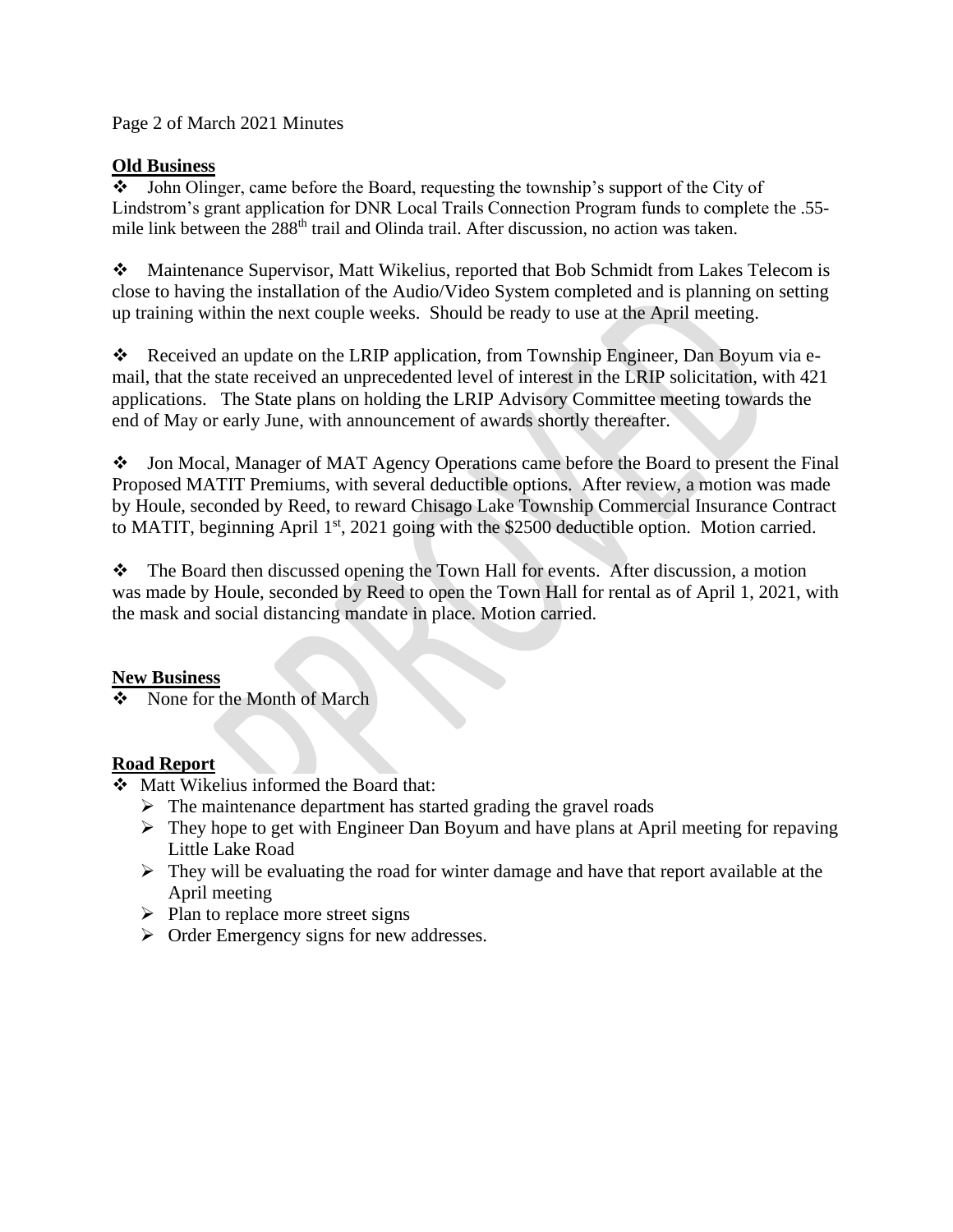## Old Business

- John Olinger, came before the Board, requesting the township's support of the City of Lindstrom's grant application for DNR Local Trails Connection Program funds to complete the .55-mile link between the 288th trail and Olinda trail. After discussion, no action was taken.

- Maintenance Supervisor, Matt Wikelius, reported that Bob Schmidt from Lakes Telecom is close to having the installation of the Audio/Video System completed and is planning on setting up training within the next couple weeks. Should be ready to use at the April meeting.

- Received an update on the LRIP application, from Township Engineer, Dan Boyum via e-mail, that the state received an unprecedented level of interest in the LRIP solicitation, with 421 applications. The State plans on holding the LRIP Advisory Committee meeting towards the end of May or early June, with announcement of awards shortly thereafter.

- Jon Mocal, Manager of MAT Agency Operations came before the Board to present the Final Proposed MATIT Premiums, with several deductible options. After review, a motion was made by Houle, seconded by Reed, to reward Chisago Lake Township Commercial Insurance Contract to MATIT, beginning April 1st, 2021 going with the $2500 deductible option. Motion carried.

- The Board then discussed opening the Town Hall for events. After discussion, a motion was made by Houle, seconded by Reed to open the Town Hall for rental as of April 1, 2021, with the mask and social distancing mandate in place. Motion carried.

## New Business

- None for the Month of March

## Road Report

- Matt Wikelius informed the Board that:
  - The maintenance department has started grading the gravel roads
  - They hope to get with Engineer Dan Boyum and have plans at April meeting for repaving Little Lake Road
  - They will be evaluating the road for winter damage and have that report available at the April meeting
  - Plan to replace more street signs
  - Order Emergency signs for new addresses.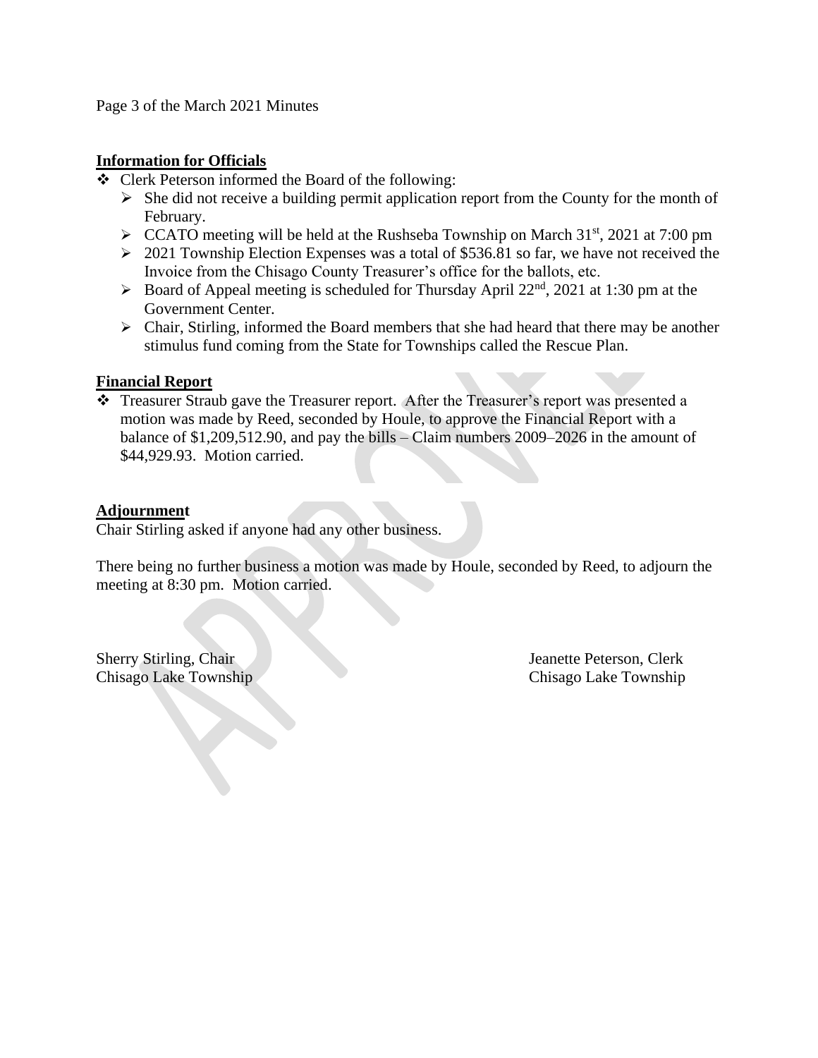Page 3 of the March 2021 Minutes

## Information for Officials

- Clerk Peterson informed the Board of the following:
  - She did not receive a building permit application report from the County for the month of February.
  - CCATO meeting will be held at the Rushseba Township on March 31st, 2021 at 7:00 pm
  - 2021 Township Election Expenses was a total of $536.81 so far, we have not received the Invoice from the Chisago County Treasurer's office for the ballots, etc.
  - Board of Appeal meeting is scheduled for Thursday April 22nd, 2021 at 1:30 pm at the Government Center.
  - Chair, Stirling, informed the Board members that she had heard that there may be another stimulus fund coming from the State for Townships called the Rescue Plan.

## Financial Report

- Treasurer Straub gave the Treasurer report. After the Treasurer's report was presented a motion was made by Reed, seconded by Houle, to approve the Financial Report with a balance of $1,209,512.90, and pay the bills – Claim numbers 2009–2026 in the amount of $44,929.93. Motion carried.

## Adjournment

Chair Stirling asked if anyone had any other business.

There being no further business a motion was made by Houle, seconded by Reed, to adjourn the meeting at 8:30 pm. Motion carried.

Sherry Stirling, Chair
Chisago Lake Township

Jeanette Peterson, Clerk
Chisago Lake Township